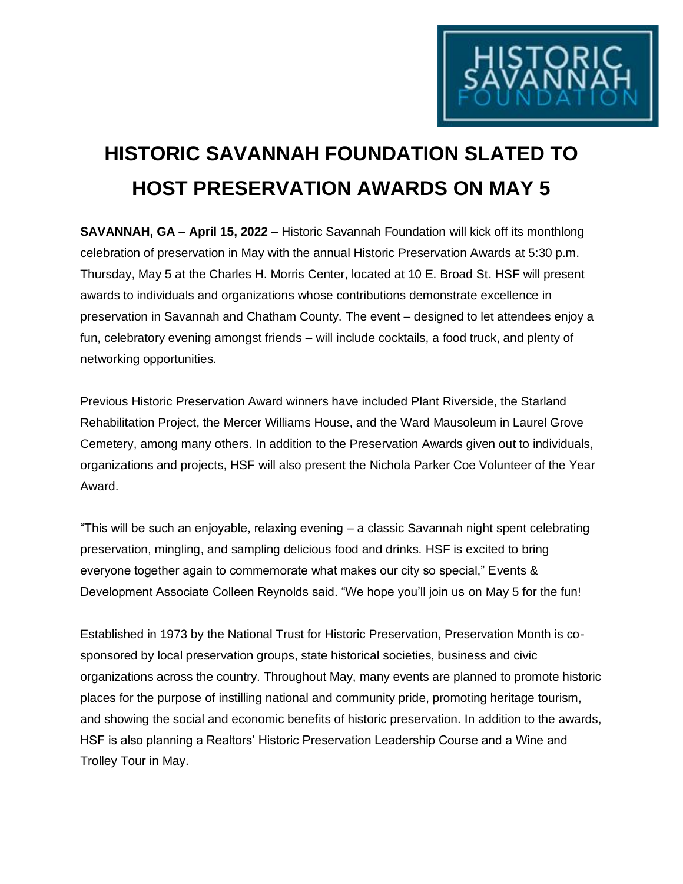HISTORIC SAVANNAH FOUNDATION

# HISTORIC SAVANNAH FOUNDATION SLATED TO HOST PRESERVATION AWARDS ON MAY 5

**SAVANNAH, GA – April 15, 2022** – Historic Savannah Foundation will kick off its monthlong celebration of preservation in May with the annual Historic Preservation Awards at 5:30 p.m. Thursday, May 5 at the Charles H. Morris Center, located at 10 E. Broad St. HSF will present awards to individuals and organizations whose contributions demonstrate excellence in preservation in Savannah and Chatham County. The event – designed to let attendees enjoy a fun, celebratory evening amongst friends – will include cocktails, a food truck, and plenty of networking opportunities.

Previous Historic Preservation Award winners have included Plant Riverside, the Starland Rehabilitation Project, the Mercer Williams House, and the Ward Mausoleum in Laurel Grove Cemetery, among many others. In addition to the Preservation Awards given out to individuals, organizations and projects, HSF will also present the Nichola Parker Coe Volunteer of the Year Award.

"This will be such an enjoyable, relaxing evening – a classic Savannah night spent celebrating preservation, mingling, and sampling delicious food and drinks. HSF is excited to bring everyone together again to commemorate what makes our city so special," Events & Development Associate Colleen Reynolds said. "We hope you'll join us on May 5 for the fun!

Established in 1973 by the National Trust for Historic Preservation, Preservation Month is co-sponsored by local preservation groups, state historical societies, business and civic organizations across the country. Throughout May, many events are planned to promote historic places for the purpose of instilling national and community pride, promoting heritage tourism, and showing the social and economic benefits of historic preservation. In addition to the awards, HSF is also planning a Realtors' Historic Preservation Leadership Course and a Wine and Trolley Tour in May.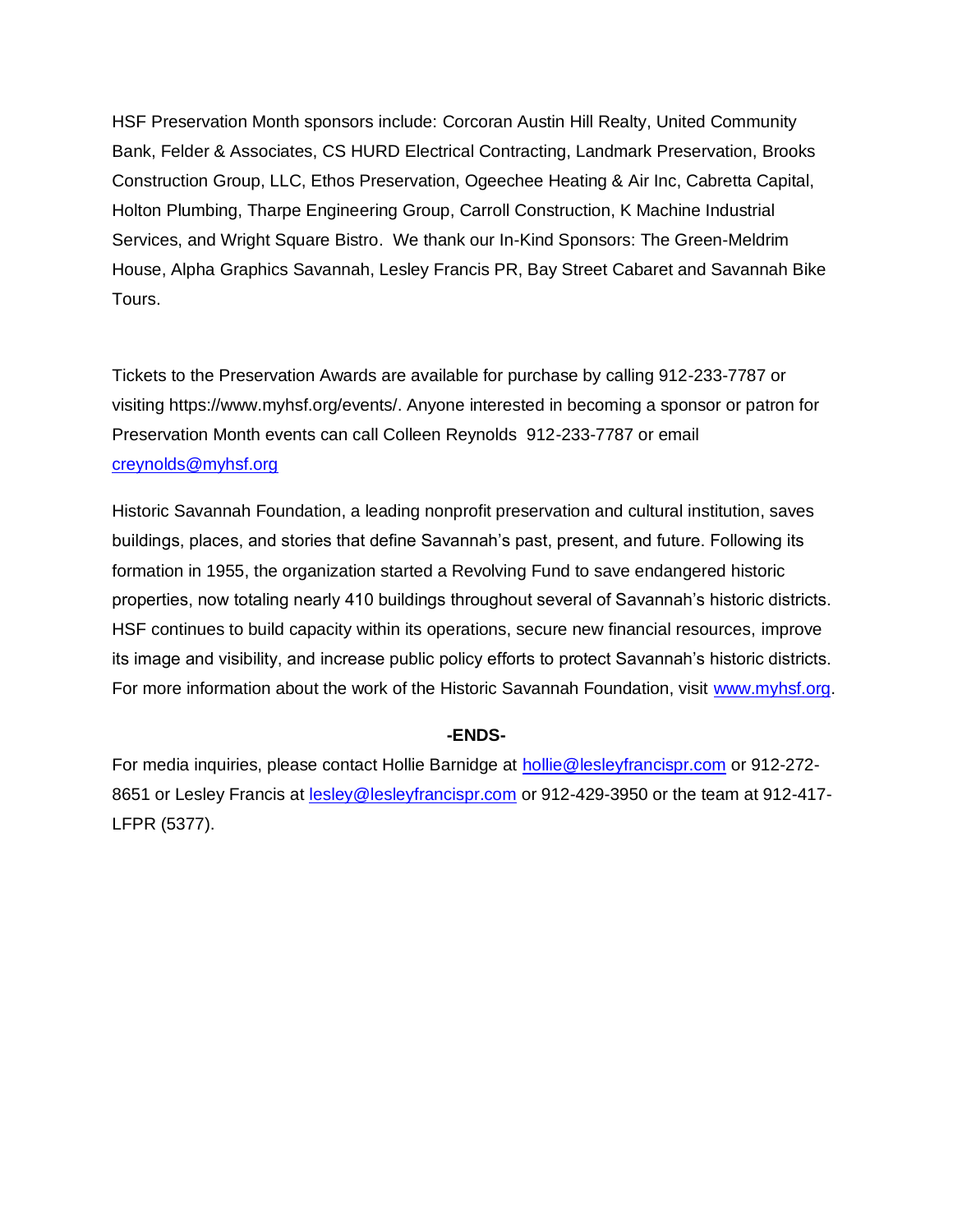HSF Preservation Month sponsors include: Corcoran Austin Hill Realty, United Community Bank, Felder & Associates, CS HURD Electrical Contracting, Landmark Preservation, Brooks Construction Group, LLC, Ethos Preservation, Ogeechee Heating & Air Inc, Cabretta Capital, Holton Plumbing, Tharpe Engineering Group, Carroll Construction, K Machine Industrial Services, and Wright Square Bistro. We thank our In-Kind Sponsors: The Green-Meldrim House, Alpha Graphics Savannah, Lesley Francis PR, Bay Street Cabaret and Savannah Bike Tours.

Tickets to the Preservation Awards are available for purchase by calling 912-233-7787 or visiting https://www.myhsf.org/events/. Anyone interested in becoming a sponsor or patron for Preservation Month events can call Colleen Reynolds 912-233-7787 or email [creynolds@myhsf.org](mailto:creynolds@myhsf.org)

Historic Savannah Foundation, a leading nonprofit preservation and cultural institution, saves buildings, places, and stories that define Savannah's past, present, and future. Following its formation in 1955, the organization started a Revolving Fund to save endangered historic properties, now totaling nearly 410 buildings throughout several of Savannah's historic districts. HSF continues to build capacity within its operations, secure new financial resources, improve its image and visibility, and increase public policy efforts to protect Savannah's historic districts. For more information about the work of the Historic Savannah Foundation, visit [www.myhsf.org](http://www.myhsf.org).

**-ENDS-**

For media inquiries, please contact Hollie Barnidge at [hollie@lesleyfrancispr.com](mailto:hollie@lesleyfrancispr.com) or 912-272-8651 or Lesley Francis at [lesley@lesleyfrancispr.com](mailto:lesley@lesleyfrancispr.com) or 912-429-3950 or the team at 912-417-LFPR (5377).